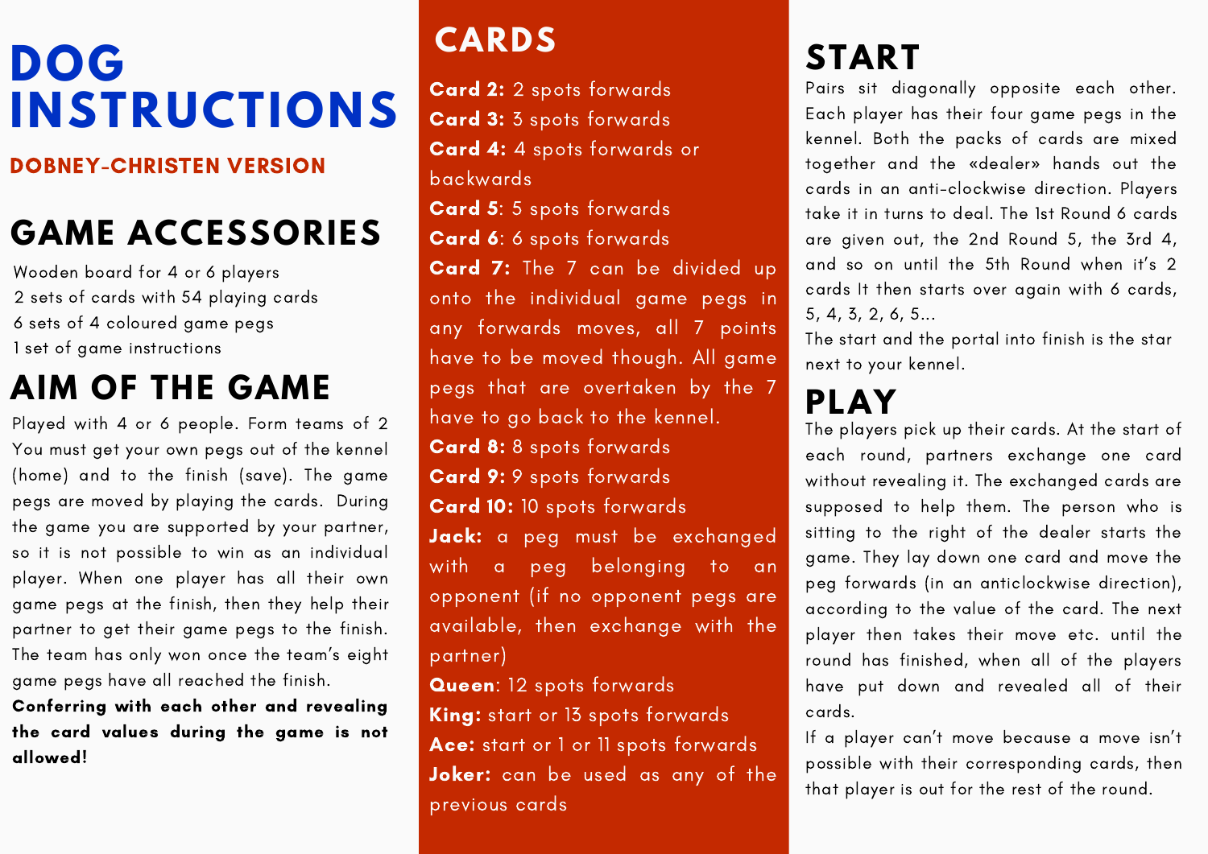# DOG INSTRUCTIONS

### DOBNEY-CHRISTEN VERSION

## GAME ACCESSORIES

Wooden board for 4 or 6 players
2 sets of cards with 54 playing cards
6 sets of 4 coloured game pegs
1 set of game instructions

## AIM OF THE GAME

Played with 4 or 6 people. Form teams of 2 You must get your own pegs out of the kennel (home) and to the finish (save). The game pegs are moved by playing the cards. During the game you are supported by your partner, so it is not possible to win as an individual player. When one player has all their own game pegs at the finish, then they help their partner to get their game pegs to the finish. The team has only won once the team's eight game pegs have all reached the finish. **Conferring with each other and revealing the card values during the game is not allowed!**

## CARDS

**Card 2:** 2 spots forwards
**Card 3:** 3 spots forwards
**Card 4:** 4 spots forwards or backwards
**Card 5**: 5 spots forwards
**Card 6**: 6 spots forwards
**Card 7:** The 7 can be divided up onto the individual game pegs in any forwards moves, all 7 points have to be moved though. All game pegs that are overtaken by the 7 have to go back to the kennel.
**Card 8:** 8 spots forwards
**Card 9:** 9 spots forwards
**Card 10:** 10 spots forwards
**Jack:** a peg must be exchanged with a peg belonging to an opponent (if no opponent pegs are available, then exchange with the partner)
**Queen**: 12 spots forwards
**King:** start or 13 spots forwards
**Ace:** start or 1 or 11 spots forwards
**Joker:** can be used as any of the previous cards

## START

Pairs sit diagonally opposite each other. Each player has their four game pegs in the kennel. Both the packs of cards are mixed together and the «dealer» hands out the cards in an anti-clockwise direction. Players take it in turns to deal. The 1st Round 6 cards are given out, the 2nd Round 5, the 3rd 4, and so on until the 5th Round when it's 2 cards It then starts over again with 6 cards, 5, 4, 3, 2, 6, 5...
The start and the portal into finish is the star next to your kennel.

## PLAY

The players pick up their cards. At the start of each round, partners exchange one card without revealing it. The exchanged cards are supposed to help them. The person who is sitting to the right of the dealer starts the game. They lay down one card and move the peg forwards (in an anticlockwise direction), according to the value of the card. The next player then takes their move etc. until the round has finished, when all of the players have put down and revealed all of their cards.
If a player can't move because a move isn't possible with their corresponding cards, then that player is out for the rest of the round.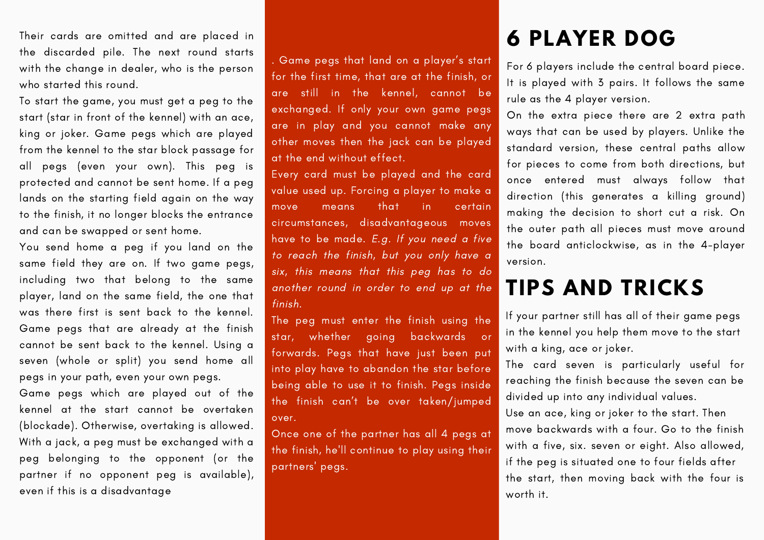Their cards are omitted and are placed in the discarded pile. The next round starts with the change in dealer, who is the person who started this round.

To start the game, you must get a peg to the start (star in front of the kennel) with an ace, king or joker. Game pegs which are played from the kennel to the star block passage for all pegs (even your own). This peg is protected and cannot be sent home. If a peg lands on the starting field again on the way to the finish, it no longer blocks the entrance and can be swapped or sent home.

You send home a peg if you land on the same field they are on. If two game pegs, including two that belong to the same player, land on the same field, the one that was there first is sent back to the kennel. Game pegs that are already at the finish cannot be sent back to the kennel. Using a seven (whole or split) you send home all pegs in your path, even your own pegs.

Game pegs which are played out of the kennel at the start cannot be overtaken (blockade). Otherwise, overtaking is allowed. With a jack, a peg must be exchanged with a peg belonging to the opponent (or the partner if no opponent peg is available), even if this is a disadvantage

. Game pegs that land on a player's start for the first time, that are at the finish, or are still in the kennel, cannot be exchanged. If only your own game pegs are in play and you cannot make any other moves then the jack can be played at the end without effect.

Every card must be played and the card value used up. Forcing a player to make a move means that in certain circumstances, disadvantageous moves have to be made. *E.g. If you need a five to reach the finish, but you only have a six, this means that this peg has to do another round in order to end up at the finish.*

The peg must enter the finish using the star, whether going backwards or forwards. Pegs that have just been put into play have to abandon the star before being able to use it to finish. Pegs inside the finish can't be over taken/jumped over.

Once one of the partner has all 4 pegs at the finish, he'll continue to play using their partners' pegs.

# 6 PLAYER DOG

For 6 players include the central board piece. It is played with 3 pairs. It follows the same rule as the 4 player version.

On the extra piece there are 2 extra path ways that can be used by players. Unlike the standard version, these central paths allow for pieces to come from both directions, but once entered must always follow that direction (this generates a killing ground) making the decision to short cut a risk. On the outer path all pieces must move around the board anticlockwise, as in the 4-player version.

# TIPS AND TRICKS

If your partner still has all of their game pegs in the kennel you help them move to the start with a king, ace or joker.

The card seven is particularly useful for reaching the finish because the seven can be divided up into any individual values.

Use an ace, king or joker to the start. Then move backwards with a four. Go to the finish with a five, six. seven or eight. Also allowed, if the peg is situated one to four fields after the start, then moving back with the four is worth it.